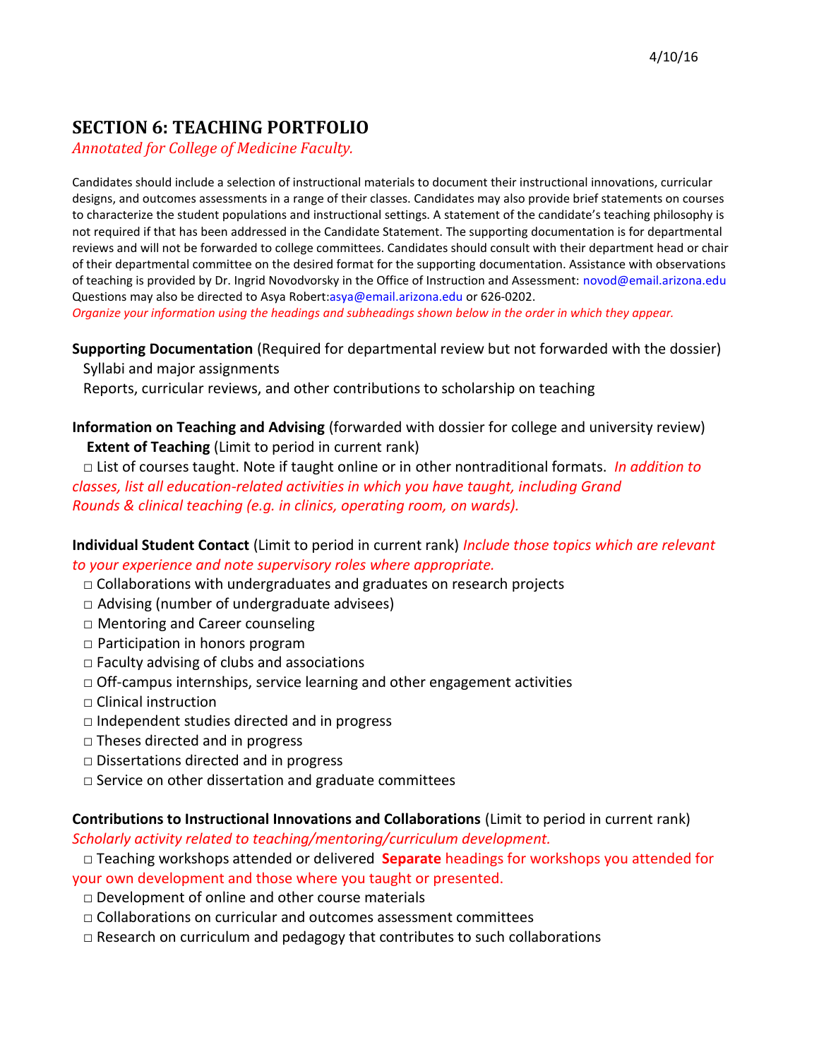4/10/16

# SECTION 6: TEACHING PORTFOLIO

*Annotated for College of Medicine Faculty.*

Candidates should include a selection of instructional materials to document their instructional innovations, curricular designs, and outcomes assessments in a range of their classes. Candidates may also provide brief statements on courses to characterize the student populations and instructional settings. A statement of the candidate's teaching philosophy is not required if that has been addressed in the Candidate Statement. The supporting documentation is for departmental reviews and will not be forwarded to college committees. Candidates should consult with their department head or chair of their departmental committee on the desired format for the supporting documentation. Assistance with observations of teaching is provided by Dr. Ingrid Novodvorsky in the Office of Instruction and Assessment: novod@email.arizona.edu Questions may also be directed to Asya Robert:asya@email.arizona.edu or 626-0202.

*Organize your information using the headings and subheadings shown below in the order in which they appear.*

**Supporting Documentation** (Required for departmental review but not forwarded with the dossier)

Syllabi and major assignments

Reports, curricular reviews, and other contributions to scholarship on teaching

**Information on Teaching and Advising** (forwarded with dossier for college and university review)

**Extent of Teaching** (Limit to period in current rank)

□ List of courses taught. Note if taught online or in other nontraditional formats. *In addition to classes, list all education-related activities in which you have taught, including Grand Rounds & clinical teaching (e.g. in clinics, operating room, on wards).*

**Individual Student Contact** (Limit to period in current rank) *Include those topics which are relevant to your experience and note supervisory roles where appropriate.*

- □ Collaborations with undergraduates and graduates on research projects
- □ Advising (number of undergraduate advisees)
- □ Mentoring and Career counseling
- □ Participation in honors program
- □ Faculty advising of clubs and associations
- □ Off-campus internships, service learning and other engagement activities
- □ Clinical instruction
- □ Independent studies directed and in progress
- □ Theses directed and in progress
- □ Dissertations directed and in progress
- □ Service on other dissertation and graduate committees

**Contributions to Instructional Innovations and Collaborations** (Limit to period in current rank) *Scholarly activity related to teaching/mentoring/curriculum development.*

- □ Teaching workshops attended or delivered **Separate** headings for workshops you attended for your own development and those where you taught or presented.
- □ Development of online and other course materials
- □ Collaborations on curricular and outcomes assessment committees
- □ Research on curriculum and pedagogy that contributes to such collaborations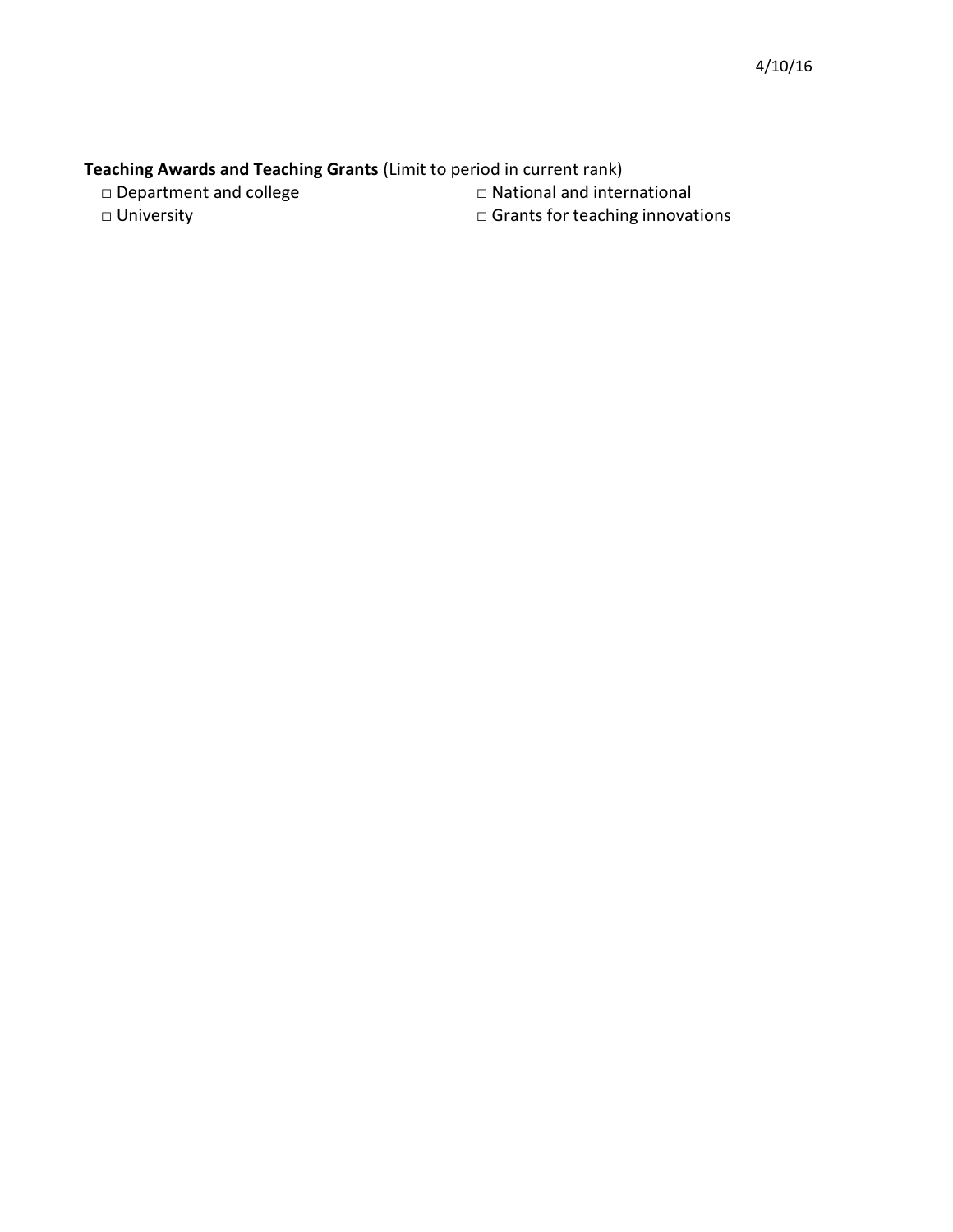**Teaching Awards and Teaching Grants** (Limit to period in current rank)

- □ Department and college
- □ University
- □ National and international
- □ Grants for teaching innovations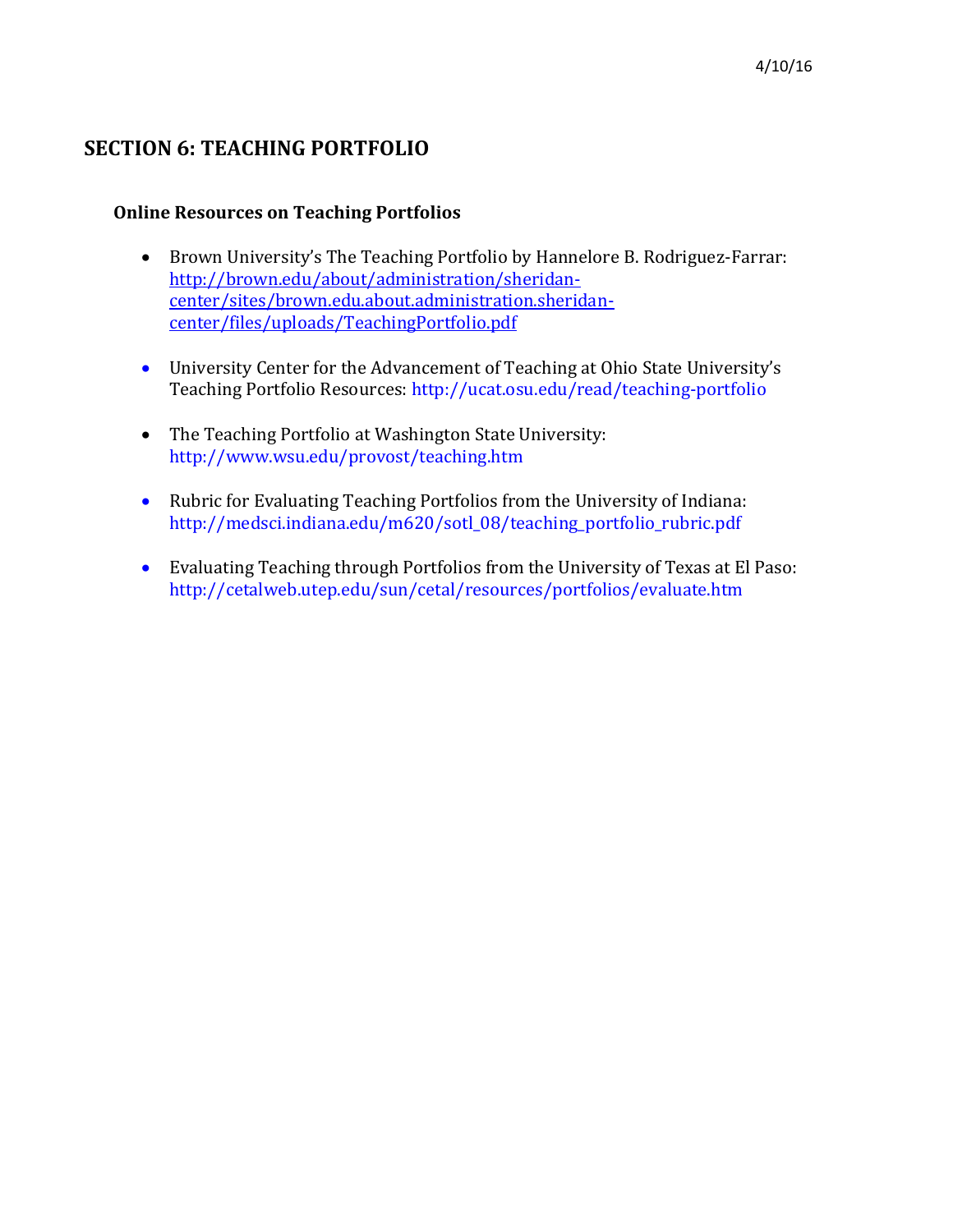## SECTION 6: TEACHING PORTFOLIO

### Online Resources on Teaching Portfolios

- Brown University's The Teaching Portfolio by Hannelore B. Rodriguez-Farrar: http://brown.edu/about/administration/sheridan-center/sites/brown.edu.about.administration.sheridan-center/files/uploads/TeachingPortfolio.pdf

- University Center for the Advancement of Teaching at Ohio State University's Teaching Portfolio Resources: http://ucat.osu.edu/read/teaching-portfolio

- The Teaching Portfolio at Washington State University: http://www.wsu.edu/provost/teaching.htm

- Rubric for Evaluating Teaching Portfolios from the University of Indiana: http://medsci.indiana.edu/m620/sotl_08/teaching_portfolio_rubric.pdf

- Evaluating Teaching through Portfolios from the University of Texas at El Paso: http://cetalweb.utep.edu/sun/cetal/resources/portfolios/evaluate.htm